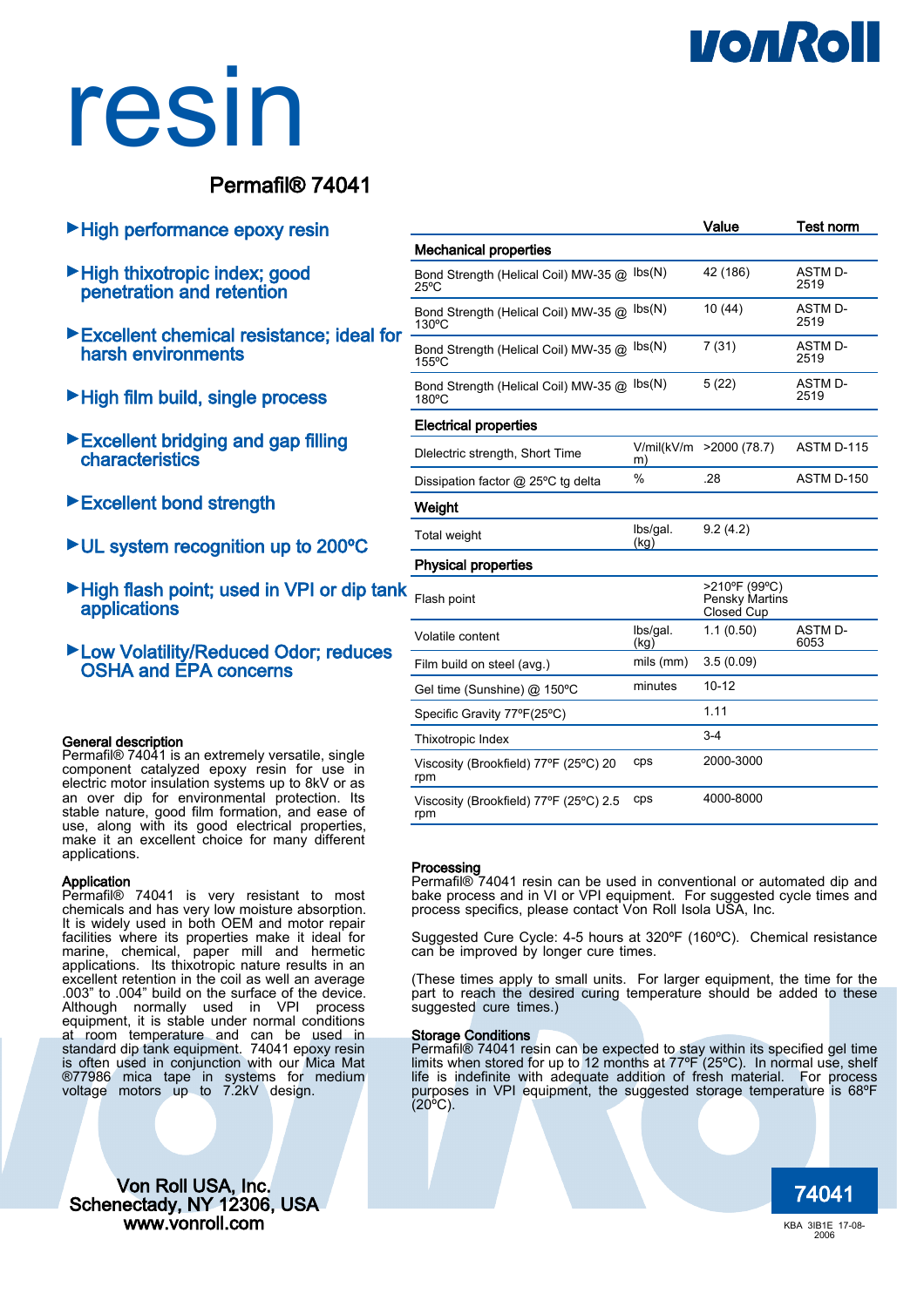# resin

## Permafil® 74041

- ▶High performance epoxy resin
- ▶High thixotropic index; good penetration and retention
- ▶Excellent chemical resistance; ideal for harsh environments
- ▶High film build, single process
- ▶Excellent bridging and gap filling characteristics
- ▶Excellent bond strength
- ▶UL system recognition up to 200ºC
- ▶High flash point; used in VPI or dip tank applications
- ▶Low Volatility/Reduced Odor; reduces OSHA and EPA concerns

| | | Value | Test norm |
|---|---|---|---|
| **Mechanical properties** | | | |
| Bond Strength (Helical Coil) MW-35 @ 25ºC | lbs(N) | 42 (186) | ASTM D-2519 |
| Bond Strength (Helical Coil) MW-35 @ 130ºC | lbs(N) | 10 (44) | ASTM D-2519 |
| Bond Strength (Helical Coil) MW-35 @ 155ºC | lbs(N) | 7 (31) | ASTM D-2519 |
| Bond Strength (Helical Coil) MW-35 @ 180ºC | lbs(N) | 5 (22) | ASTM D-2519 |
| **Electrical properties** | | | |
| DIelectric strength, Short Time | V/mil(kV/mm) | >2000 (78.7) | ASTM D-115 |
| Dissipation factor @ 25ºC tg delta | % | .28 | ASTM D-150 |
| **Weight** | | | |
| Total weight | lbs/gal. (kg) | 9.2 (4.2) | |
| **Physical properties** | | | |
| Flash point | | >210ºF (99ºC) Pensky Martins Closed Cup | |
| Volatile content | lbs/gal. (kg) | 1.1 (0.50) | ASTM D-6053 |
| Film build on steel (avg.) | mils (mm) | 3.5 (0.09) | |
| Gel time (Sunshine) @ 150ºC | minutes | 10-12 | |
| Specific Gravity 77ºF(25ºC) | | 1.11 | |
| Thixotropic Index | | 3-4 | |
| Viscosity (Brookfield) 77ºF (25ºC) 20 rpm | cps | 2000-3000 | |
| Viscosity (Brookfield) 77ºF (25ºC) 2.5 rpm | cps | 4000-8000 | |

### General description

Permafil® 74041 is an extremely versatile, single component catalyzed epoxy resin for use in electric motor insulation systems up to 8kV or as an over dip for environmental protection. Its stable nature, good film formation, and ease of use, along with its good electrical properties, make it an excellent choice for many different applications.

### Application

Permafil® 74041 is very resistant to most chemicals and has very low moisture absorption. It is widely used in both OEM and motor repair facilities where its properties make it ideal for marine, chemical, paper mill and hermetic applications. Its thixotropic nature results in an excellent retention in the coil as well an average .003" to .004" build on the surface of the device. Although normally used in VPI process equipment, it is stable under normal conditions at room temperature and can be used in standard dip tank equipment. 74041 epoxy resin is often used in conjunction with our Mica Mat ®77986 mica tape in systems for medium voltage motors up to 7.2kV design.

### Processing

Permafil® 74041 resin can be used in conventional or automated dip and bake process and in VI or VPI equipment. For suggested cycle times and process specifics, please contact Von Roll Isola USA, Inc.

Suggested Cure Cycle: 4-5 hours at 320ºF (160ºC). Chemical resistance can be improved by longer cure times.

(These times apply to small units. For larger equipment, the time for the part to reach the desired curing temperature should be added to these suggested cure times.)

### Storage Conditions

Permafil® 74041 resin can be expected to stay within its specified gel time limits when stored for up to 12 months at 77ºF (25ºC). In normal use, shelf life is indefinite with adequate addition of fresh material. For process purposes in VPI equipment, the suggested storage temperature is 68ºF (20ºC).

Von Roll USA, Inc.
Schenectady, NY 12306, USA
www.vonroll.com

74041

KBA 3IB1E 17-08-2006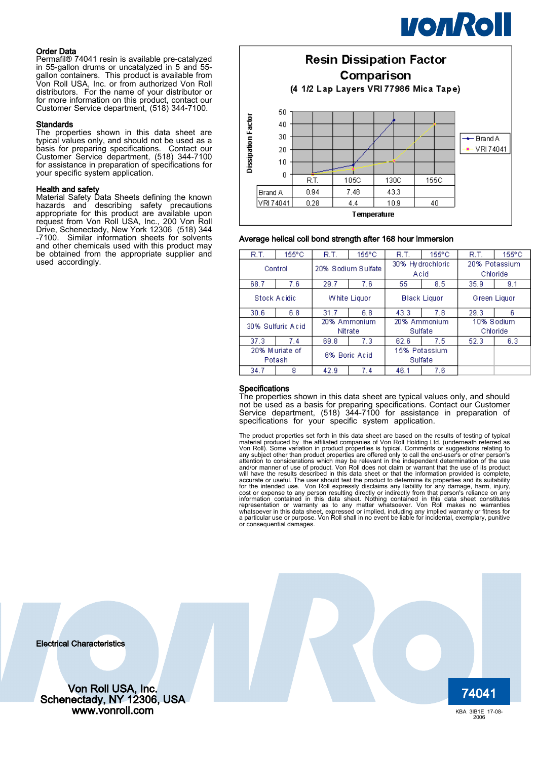## Order Data

Permafil® 74041 resin is available pre-catalyzed in 55-gallon drums or uncatalyzed in 5 and 55-gallon containers. This product is available from Von Roll USA, Inc. or from authorized Von Roll distributors. For the name of your distributor or for more information on this product, contact our Customer Service department, (518) 344-7100.

## Standards

The properties shown in this data sheet are typical values only, and should not be used as a basis for preparing specifications. Contact our Customer Service department, (518) 344-7100 for assistance in preparation of specifications for your specific system application.

## Health and safety

Material Safety Data Sheets defining the known hazards and describing safety precautions appropriate for this product are available upon request from Von Roll USA, Inc., 200 Von Roll Drive, Schenectady, New York 12306 (518) 344 -7100. Similar information sheets for solvents and other chemicals used with this product may be obtained from the appropriate supplier and used accordingly.

**Resin Dissipation Factor Comparison**
**(4 1/2 Lap Layers VRI 77986 Mica Tape)**

Dissipation Factor

50
40
30
20
10
0

R.T. 105C 130C 155C

Brand A: 0.94 7.48 43.3
VRI 74041: 0.28 4.4 10.9 40

Temperature

Brand A
VRI 74041

**Average helical coil bond strength after 168 hour immersion**

| R.T. | 155°C | R.T. | 155°C | R.T. | 155°C | R.T. | 155°C |
|---|---|---|---|---|---|---|---|
| Control | | 20% Sodium Sulfate | | 30% Hydrochloric Acid | | 20% Potassium Chloride | |
| 68.7 | 7.6 | 29.7 | 7.6 | 55 | 8.5 | 35.9 | 9.1 |
| Stock Acidic | | White Liquor | | Black Liquor | | Green Liquor | |
| 30.6 | 6.8 | 31.7 | 6.8 | 43.3 | 7.8 | 29.3 | 6 |
| 30% Sulfuric Acid | | 20% Ammonium Nitrate | | 20% Ammonium Sulfate | | 10% Sodium Chloride | |
| 37.3 | 7.4 | 69.8 | 7.3 | 62.6 | 7.5 | 52.3 | 6.3 |
| 20% Muriate of Potash | | 6% Boric Acid | | 15% Potassium Sulfate | | | |
| 34.7 | 8 | 42.9 | 7.4 | 46.1 | 7.6 | | |

## Specifications

The properties shown in this data sheet are typical values only, and should not be used as a basis for preparing specifications. Contact our Customer Service department, (518) 344-7100 for assistance in preparation of specifications for your specific system application.

The product properties set forth in this data sheet are based on the results of testing of typical material produced by the affiliated companies of Von Roll Holding Ltd. (underneath referred as Von Roll). Some variation in product properties is typical. Comments or suggestions relating to any subject other than product properties are offered only to call the end-user's or other person's attention to considerations which may be relevant in the independent determination of the use and/or manner of use of product. Von Roll does not claim or warrant that the use of its product will have the results described in this data sheet or that the information provided is complete, accurate or useful. The user should test the product to determine its properties and its suitability for the intended use. Von Roll expressly disclaims any liability for any damage, harm, injury, cost or expense to any person resulting directly or indirectly from that person's reliance on any information contained in this data sheet. Nothing contained in this data sheet constitutes representation or warranty as to any matter whatsoever. Von Roll makes no warranties whatsoever in this data sheet, expressed or implied, including any implied warranty or fitness for a particular use or purpose. Von Roll shall in no event be liable for incidental, exemplary, punitive or consequential damages.

**Electrical Characteristics**

**Von Roll USA, Inc.**
**Schenectady, NY 12306, USA**
**www.vonroll.com**

**74041**

KBA 3IB1E 17-08-2006